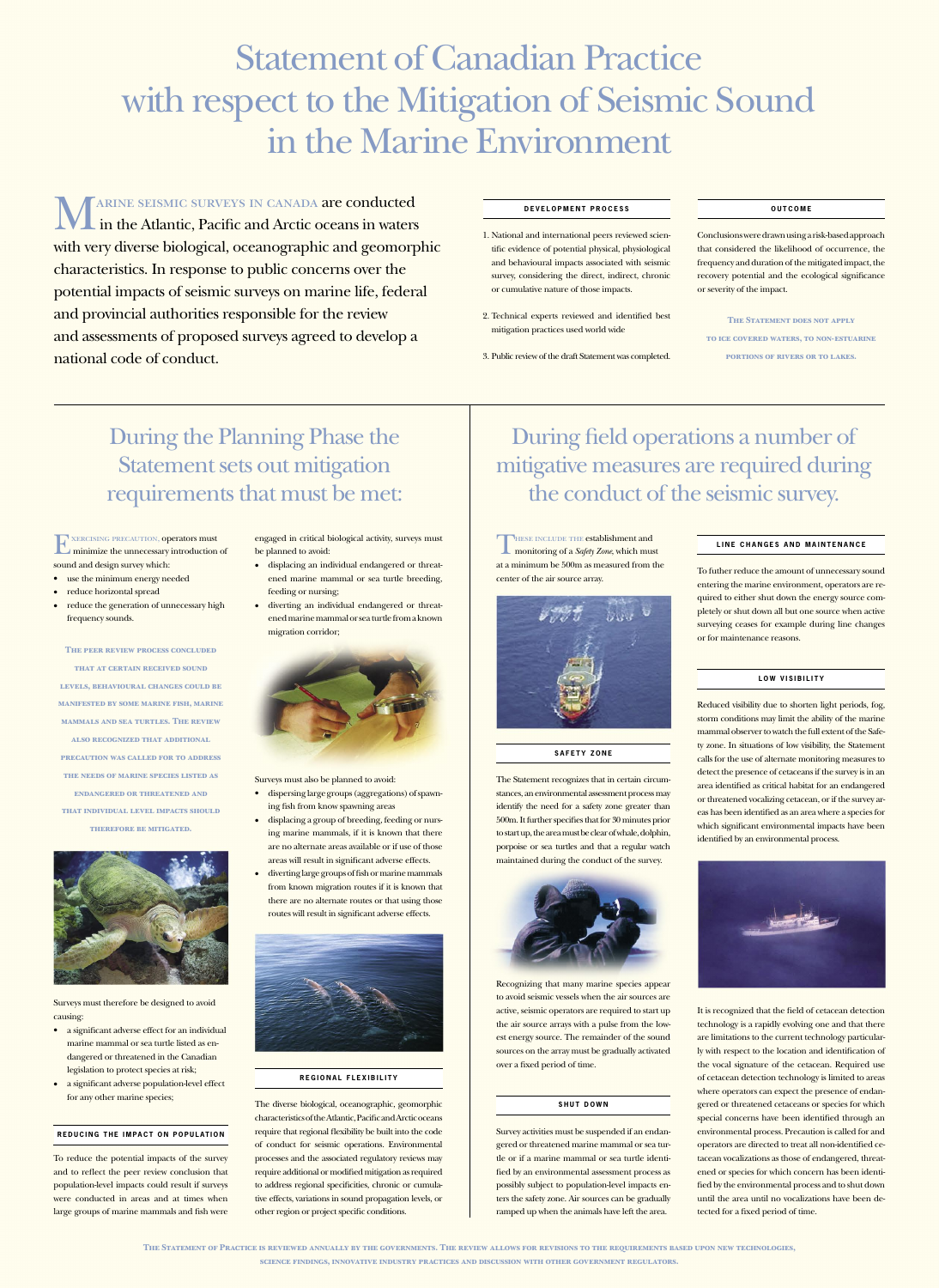# Statement of Canadian Practice with respect to the Mitigation of Seismic Sound in the Marine Environment

Marine seismic surveys in Canada are conducted in the Atlantic, Pacific and Arctic oceans in waters with very diverse biological, oceanographic and geomorphic characteristics. In response to public concerns over the potential impacts of seismic surveys on marine life, federal and provincial authorities responsible for the review and assessments of proposed surveys agreed to develop a national code of conduct.

### DEVELOPMENT PROCESS

1. National and international peers reviewed scientific evidence of potential physical, physiological and behavioural impacts associated with seismic survey, considering the direct, indirect, chronic or cumulative nature of those impacts.
2. Technical experts reviewed and identified best mitigation practices used world wide
3. Public review of the draft Statement was completed.

### OUTCOME

Conclusions were drawn using a risk-based approach that considered the likelihood of occurrence, the frequency and duration of the mitigated impact, the recovery potential and the ecological significance or severity of the impact.

**The Statement does not apply to ice covered waters, to non-estuarine portions of rivers or to lakes.**

## During the Planning Phase the Statement sets out mitigation requirements that must be met:

Exercising precaution, operators must minimize the unnecessary introduction of sound and design survey which:

- use the minimum energy needed
- reduce horizontal spread
- reduce the generation of unnecessary high frequency sounds.

**The peer review process concluded that at certain received sound levels, behavioural changes could be manifested by some marine fish, marine mammals and sea turtles. The review also recognized that additional precaution was called for to address the needs of marine species listed as endangered or threatened and that individual level impacts should therefore be mitigated.**

Surveys must therefore be designed to avoid causing:

- a significant adverse effect for an individual marine mammal or sea turtle listed as endangered or threatened in the Canadian legislation to protect species at risk;
- a significant adverse population-level effect for any other marine species;

### REDUCING THE IMPACT ON POPULATION

To reduce the potential impacts of the survey and to reflect the peer review conclusion that population-level impacts could result if surveys were conducted in areas and at times when large groups of marine mammals and fish were engaged in critical biological activity, surveys must be planned to avoid:

- displacing an individual endangered or threatened marine mammal or sea turtle breeding, feeding or nursing;
- diverting an individual endangered or threatened marine mammal or sea turtle from a known migration corridor;

Surveys must also be planned to avoid:

- dispersing large groups (aggregations) of spawning fish from know spawning areas
- displacing a group of breeding, feeding or nursing marine mammals, if it is known that there are no alternate areas available or if use of those areas will result in significant adverse effects.
- diverting large groups of fish or marine mammals from known migration routes if it is known that there are no alternate routes or that using those routes will result in significant adverse effects.

### REGIONAL FLEXIBILITY

The diverse biological, oceanographic, geomorphic characteristics of the Atlantic, Pacific and Arctic oceans require that regional flexibility be built into the code of conduct for seismic operations. Environmental processes and the associated regulatory reviews may require additional or modified mitigation as required to address regional specificities, chronic or cumulative effects, variations in sound propagation levels, or other region or project specific conditions.

## During field operations a number of mitigative measures are required during the conduct of the seismic survey.

These include the establishment and monitoring of a *Safety Zone*, which must at a minimum be 500m as measured from the center of the air source array.

### SAFETY ZONE

The Statement recognizes that in certain circumstances, an environmental assessment process may identify the need for a safety zone greater than 500m. It further specifies that for 30 minutes prior to start up, the area must be clear of whale, dolphin, porpoise or sea turtles and that a regular watch maintained during the conduct of the survey.

Recognizing that many marine species appear to avoid seismic vessels when the air sources are active, seismic operators are required to start up the air source arrays with a pulse from the lowest energy source. The remainder of the sound sources on the array must be gradually activated over a fixed period of time.

### SHUT DOWN

Survey activities must be suspended if an endangered or threatened marine mammal or sea turtle or if a marine mammal or sea turtle identified by an environmental assessment process as possibly subject to population-level impacts enters the safety zone. Air sources can be gradually ramped up when the animals have left the area.

### LINE CHANGES AND MAINTENANCE

To futher reduce the amount of unnecessary sound entering the marine environment, operators are required to either shut down the energy source completely or shut down all but one source when active surveying ceases for example during line changes or for maintenance reasons.

### LOW VISIBILITY

Reduced visibility due to shorten light periods, fog, storm conditions may limit the ability of the marine mammal observer to watch the full extent of the Safety zone. In situations of low visibility, the Statement calls for the use of alternate monitoring measures to detect the presence of cetaceans if the survey is in an area identified as critical habitat for an endangered or threatened vocalizing cetacean, or if the survey areas has been identified as an area where a species for which significant environmental impacts have been identified by an environmental process.

It is recognized that the field of cetacean detection technology is a rapidly evolving one and that there are limitations to the current technology particularly with respect to the location and identification of the vocal signature of the cetacean. Required use of cetacean detection technology is limited to areas where operators can expect the presence of endangered or threatened cetaceans or species for which special concerns have been identified through an environmental process. Precaution is called for and operators are directed to treat all non-identified cetacean vocalizations as those of endangered, threatened or species for which concern has been identified by the environmental process and to shut down until the area until no vocalizations have been detected for a fixed period of time.

**The Statement of Practice is reviewed annually by the governments. The review allows for revisions to the requirements based upon new technologies, science findings, innovative industry practices and discussion with other government regulators.**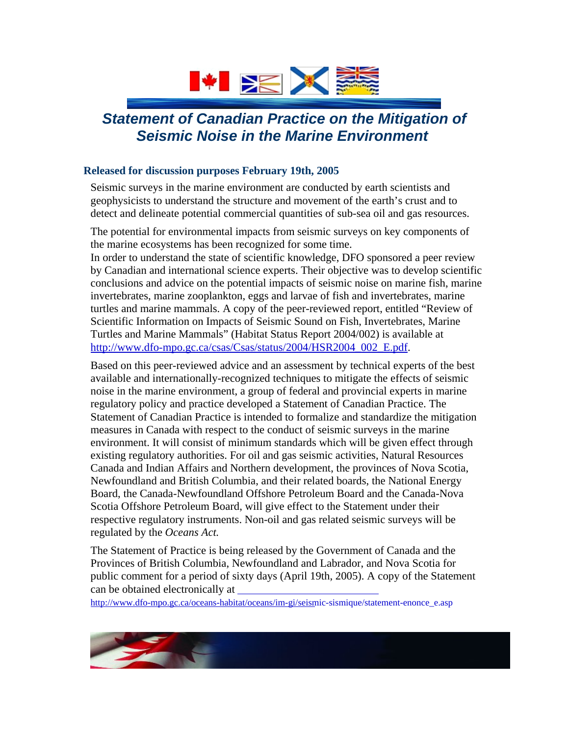# *Statement of Canadian Practice on the Mitigation of Seismic Noise in the Marine Environment*

**Released for discussion purposes February 19th, 2005**

Seismic surveys in the marine environment are conducted by earth scientists and geophysicists to understand the structure and movement of the earth's crust and to detect and delineate potential commercial quantities of sub-sea oil and gas resources.

The potential for environmental impacts from seismic surveys on key components of the marine ecosystems has been recognized for some time.
In order to understand the state of scientific knowledge, DFO sponsored a peer review by Canadian and international science experts. Their objective was to develop scientific conclusions and advice on the potential impacts of seismic noise on marine fish, marine invertebrates, marine zooplankton, eggs and larvae of fish and invertebrates, marine turtles and marine mammals. A copy of the peer-reviewed report, entitled "Review of Scientific Information on Impacts of Seismic Sound on Fish, Invertebrates, Marine Turtles and Marine Mammals" (Habitat Status Report 2004/002) is available at http://www.dfo-mpo.gc.ca/csas/Csas/status/2004/HSR2004_002_E.pdf.

Based on this peer-reviewed advice and an assessment by technical experts of the best available and internationally-recognized techniques to mitigate the effects of seismic noise in the marine environment, a group of federal and provincial experts in marine regulatory policy and practice developed a Statement of Canadian Practice. The Statement of Canadian Practice is intended to formalize and standardize the mitigation measures in Canada with respect to the conduct of seismic surveys in the marine environment. It will consist of minimum standards which will be given effect through existing regulatory authorities. For oil and gas seismic activities, Natural Resources Canada and Indian Affairs and Northern development, the provinces of Nova Scotia, Newfoundland and British Columbia, and their related boards, the National Energy Board, the Canada-Newfoundland Offshore Petroleum Board and the Canada-Nova Scotia Offshore Petroleum Board, will give effect to the Statement under their respective regulatory instruments. Non-oil and gas related seismic surveys will be regulated by the *Oceans Act.*

The Statement of Practice is being released by the Government of Canada and the Provinces of British Columbia, Newfoundland and Labrador, and Nova Scotia for public comment for a period of sixty days (April 19th, 2005). A copy of the Statement can be obtained electronically at http://www.dfo-mpo.gc.ca/oceans-habitat/oceans/im-gi/seismic-sismique/statement-enonce_e.asp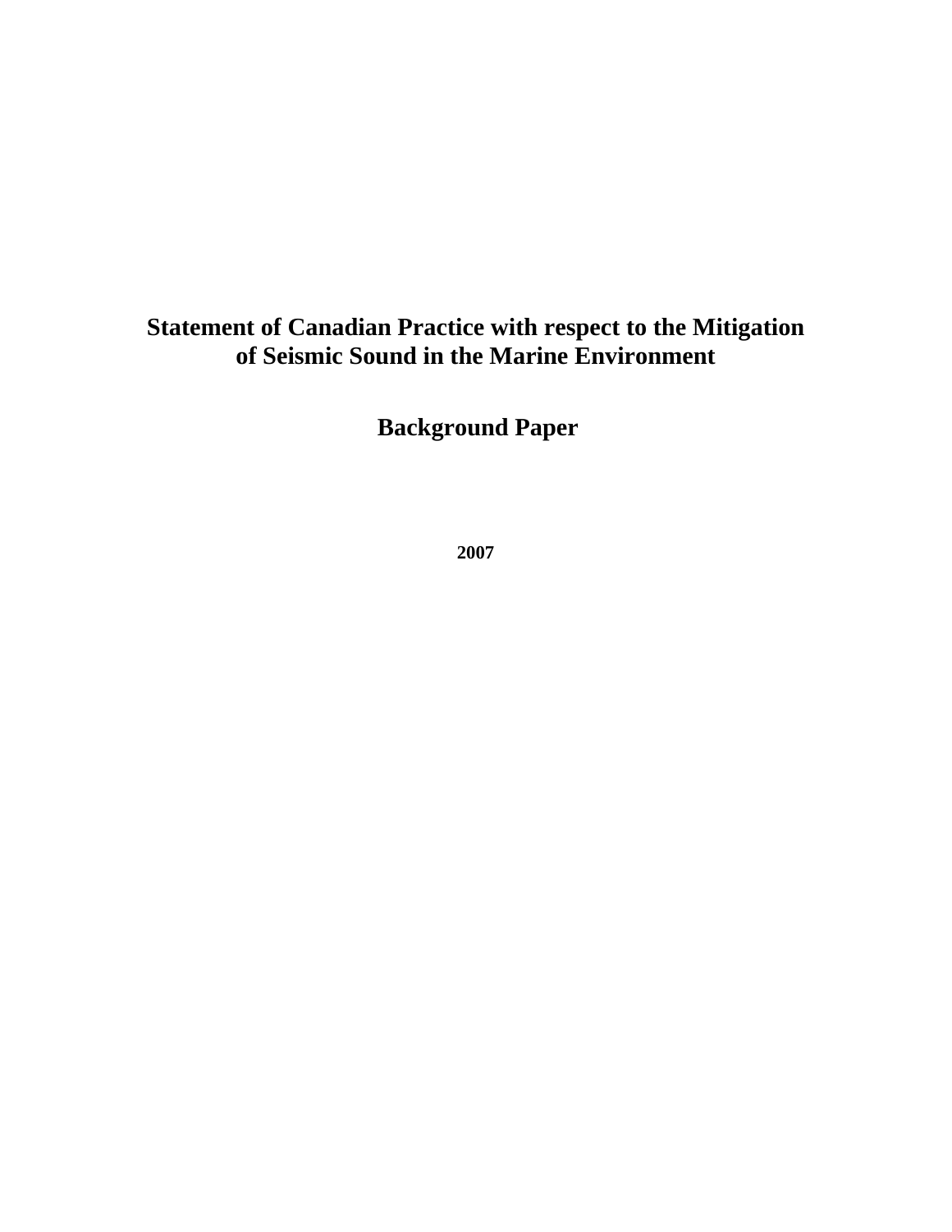# Statement of Canadian Practice with respect to the Mitigation of Seismic Sound in the Marine Environment

## Background Paper

**2007**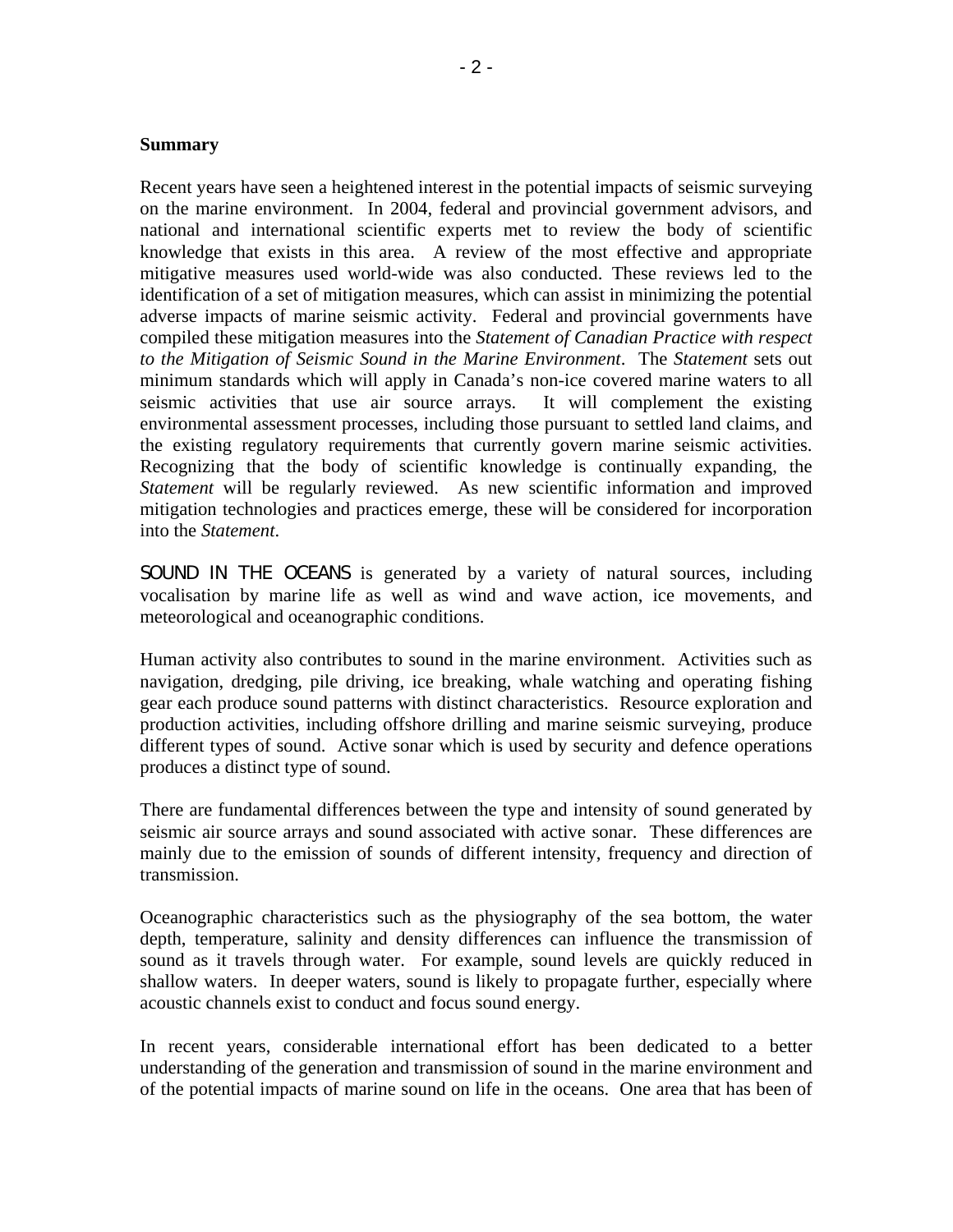**Summary**

Recent years have seen a heightened interest in the potential impacts of seismic surveying on the marine environment. In 2004, federal and provincial government advisors, and national and international scientific experts met to review the body of scientific knowledge that exists in this area. A review of the most effective and appropriate mitigative measures used world-wide was also conducted. These reviews led to the identification of a set of mitigation measures, which can assist in minimizing the potential adverse impacts of marine seismic activity. Federal and provincial governments have compiled these mitigation measures into the *Statement of Canadian Practice with respect to the Mitigation of Seismic Sound in the Marine Environment*. The *Statement* sets out minimum standards which will apply in Canada's non-ice covered marine waters to all seismic activities that use air source arrays. It will complement the existing environmental assessment processes, including those pursuant to settled land claims, and the existing regulatory requirements that currently govern marine seismic activities. Recognizing that the body of scientific knowledge is continually expanding, the *Statement* will be regularly reviewed. As new scientific information and improved mitigation technologies and practices emerge, these will be considered for incorporation into the *Statement*.

SOUND IN THE OCEANS is generated by a variety of natural sources, including vocalisation by marine life as well as wind and wave action, ice movements, and meteorological and oceanographic conditions.

Human activity also contributes to sound in the marine environment. Activities such as navigation, dredging, pile driving, ice breaking, whale watching and operating fishing gear each produce sound patterns with distinct characteristics. Resource exploration and production activities, including offshore drilling and marine seismic surveying, produce different types of sound. Active sonar which is used by security and defence operations produces a distinct type of sound.

There are fundamental differences between the type and intensity of sound generated by seismic air source arrays and sound associated with active sonar. These differences are mainly due to the emission of sounds of different intensity, frequency and direction of transmission.

Oceanographic characteristics such as the physiography of the sea bottom, the water depth, temperature, salinity and density differences can influence the transmission of sound as it travels through water. For example, sound levels are quickly reduced in shallow waters. In deeper waters, sound is likely to propagate further, especially where acoustic channels exist to conduct and focus sound energy.

In recent years, considerable international effort has been dedicated to a better understanding of the generation and transmission of sound in the marine environment and of the potential impacts of marine sound on life in the oceans. One area that has been of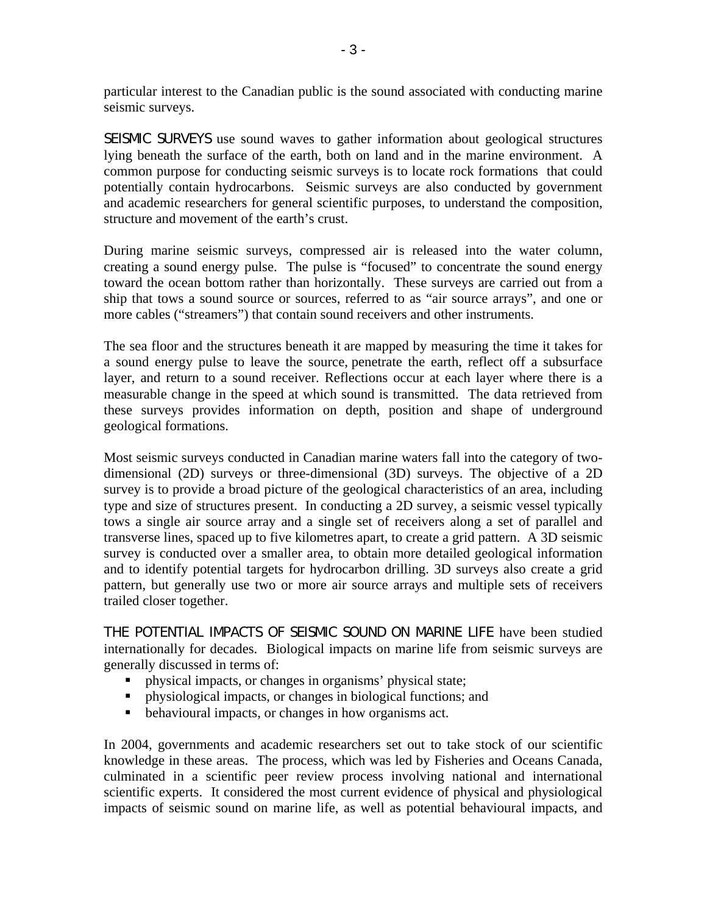particular interest to the Canadian public is the sound associated with conducting marine seismic surveys.

SEISMIC SURVEYS use sound waves to gather information about geological structures lying beneath the surface of the earth, both on land and in the marine environment. A common purpose for conducting seismic surveys is to locate rock formations that could potentially contain hydrocarbons. Seismic surveys are also conducted by government and academic researchers for general scientific purposes, to understand the composition, structure and movement of the earth's crust.

During marine seismic surveys, compressed air is released into the water column, creating a sound energy pulse. The pulse is "focused" to concentrate the sound energy toward the ocean bottom rather than horizontally. These surveys are carried out from a ship that tows a sound source or sources, referred to as "air source arrays", and one or more cables ("streamers") that contain sound receivers and other instruments.

The sea floor and the structures beneath it are mapped by measuring the time it takes for a sound energy pulse to leave the source, penetrate the earth, reflect off a subsurface layer, and return to a sound receiver. Reflections occur at each layer where there is a measurable change in the speed at which sound is transmitted. The data retrieved from these surveys provides information on depth, position and shape of underground geological formations.

Most seismic surveys conducted in Canadian marine waters fall into the category of two-dimensional (2D) surveys or three-dimensional (3D) surveys. The objective of a 2D survey is to provide a broad picture of the geological characteristics of an area, including type and size of structures present. In conducting a 2D survey, a seismic vessel typically tows a single air source array and a single set of receivers along a set of parallel and transverse lines, spaced up to five kilometres apart, to create a grid pattern. A 3D seismic survey is conducted over a smaller area, to obtain more detailed geological information and to identify potential targets for hydrocarbon drilling. 3D surveys also create a grid pattern, but generally use two or more air source arrays and multiple sets of receivers trailed closer together.

THE POTENTIAL IMPACTS OF SEISMIC SOUND ON MARINE LIFE have been studied internationally for decades. Biological impacts on marine life from seismic surveys are generally discussed in terms of:

- physical impacts, or changes in organisms' physical state;
- physiological impacts, or changes in biological functions; and
- behavioural impacts, or changes in how organisms act.

In 2004, governments and academic researchers set out to take stock of our scientific knowledge in these areas. The process, which was led by Fisheries and Oceans Canada, culminated in a scientific peer review process involving national and international scientific experts. It considered the most current evidence of physical and physiological impacts of seismic sound on marine life, as well as potential behavioural impacts, and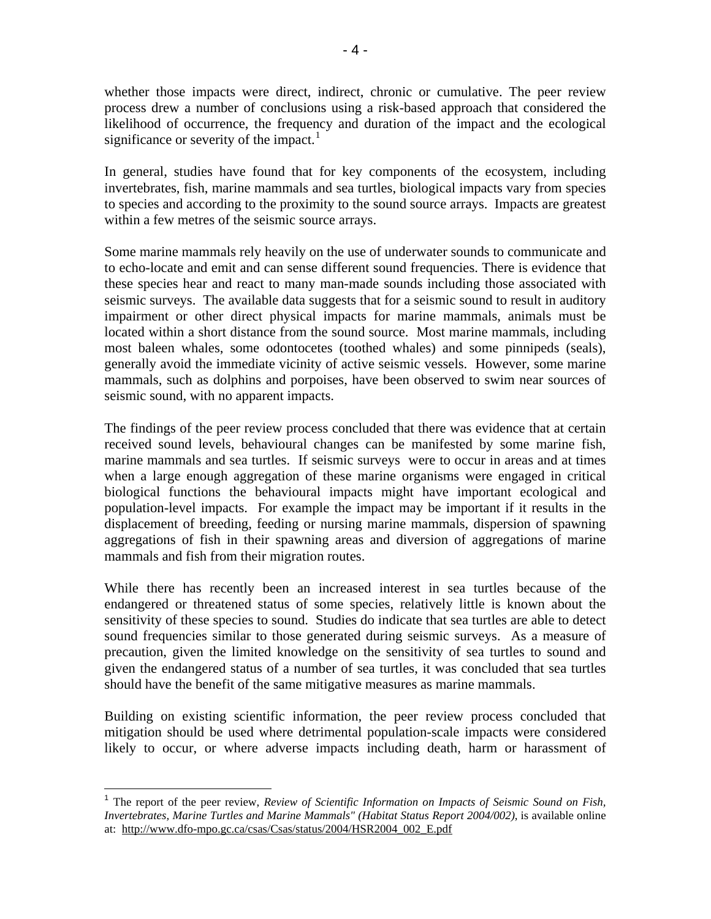whether those impacts were direct, indirect, chronic or cumulative. The peer review process drew a number of conclusions using a risk-based approach that considered the likelihood of occurrence, the frequency and duration of the impact and the ecological significance or severity of the impact.[1]

In general, studies have found that for key components of the ecosystem, including invertebrates, fish, marine mammals and sea turtles, biological impacts vary from species to species and according to the proximity to the sound source arrays. Impacts are greatest within a few metres of the seismic source arrays.

Some marine mammals rely heavily on the use of underwater sounds to communicate and to echo-locate and emit and can sense different sound frequencies. There is evidence that these species hear and react to many man-made sounds including those associated with seismic surveys. The available data suggests that for a seismic sound to result in auditory impairment or other direct physical impacts for marine mammals, animals must be located within a short distance from the sound source. Most marine mammals, including most baleen whales, some odontocetes (toothed whales) and some pinnipeds (seals), generally avoid the immediate vicinity of active seismic vessels. However, some marine mammals, such as dolphins and porpoises, have been observed to swim near sources of seismic sound, with no apparent impacts.

The findings of the peer review process concluded that there was evidence that at certain received sound levels, behavioural changes can be manifested by some marine fish, marine mammals and sea turtles. If seismic surveys were to occur in areas and at times when a large enough aggregation of these marine organisms were engaged in critical biological functions the behavioural impacts might have important ecological and population-level impacts. For example the impact may be important if it results in the displacement of breeding, feeding or nursing marine mammals, dispersion of spawning aggregations of fish in their spawning areas and diversion of aggregations of marine mammals and fish from their migration routes.

While there has recently been an increased interest in sea turtles because of the endangered or threatened status of some species, relatively little is known about the sensitivity of these species to sound. Studies do indicate that sea turtles are able to detect sound frequencies similar to those generated during seismic surveys. As a measure of precaution, given the limited knowledge on the sensitivity of sea turtles to sound and given the endangered status of a number of sea turtles, it was concluded that sea turtles should have the benefit of the same mitigative measures as marine mammals.

Building on existing scientific information, the peer review process concluded that mitigation should be used where detrimental population-scale impacts were considered likely to occur, or where adverse impacts including death, harm or harassment of

---

[1] The report of the peer review, *Review of Scientific Information on Impacts of Seismic Sound on Fish, Invertebrates, Marine Turtles and Marine Mammals" (Habitat Status Report 2004/002)*, is available online at: http://www.dfo-mpo.gc.ca/csas/Csas/status/2004/HSR2004_002_E.pdf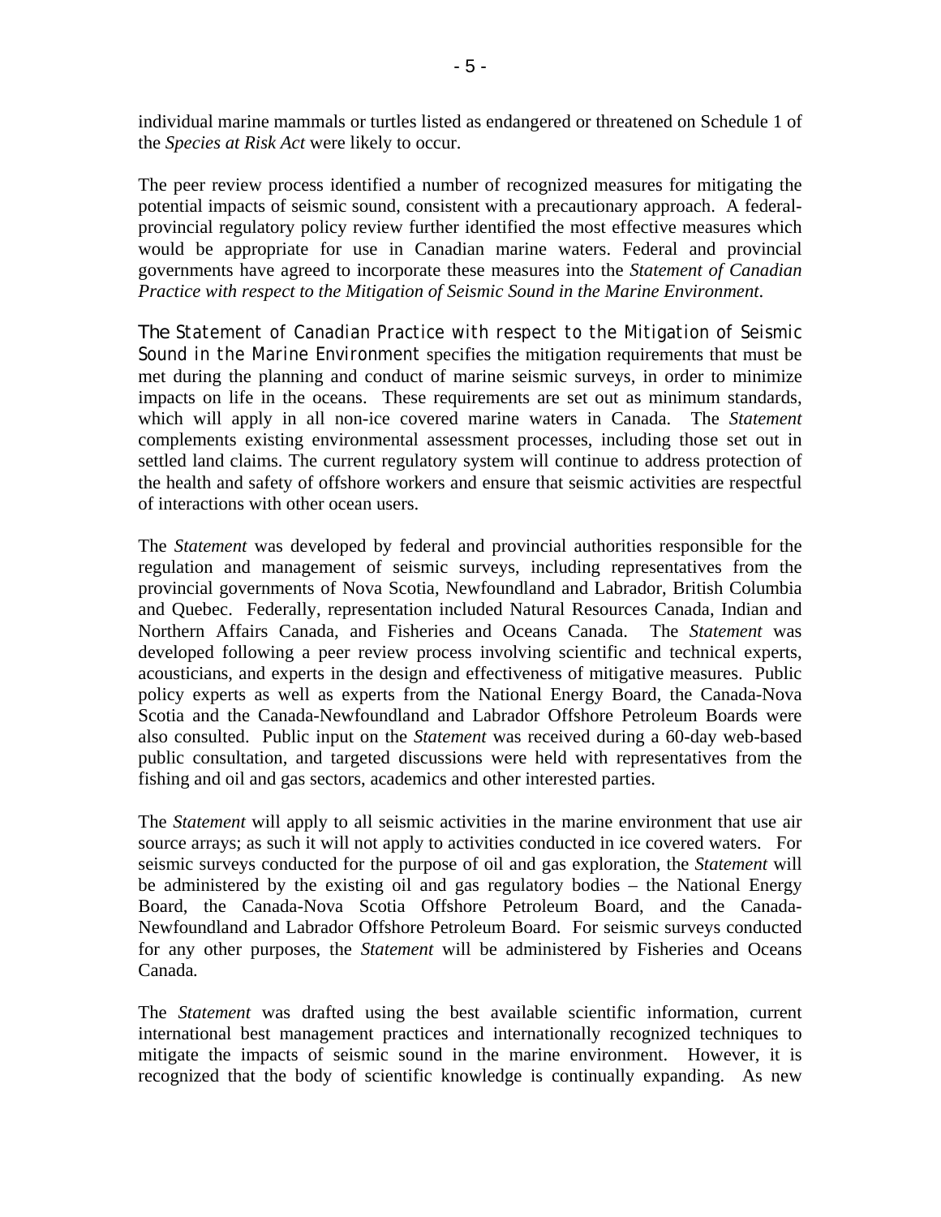individual marine mammals or turtles listed as endangered or threatened on Schedule 1 of the *Species at Risk Act* were likely to occur.

The peer review process identified a number of recognized measures for mitigating the potential impacts of seismic sound, consistent with a precautionary approach. A federal-provincial regulatory policy review further identified the most effective measures which would be appropriate for use in Canadian marine waters. Federal and provincial governments have agreed to incorporate these measures into the *Statement of Canadian Practice with respect to the Mitigation of Seismic Sound in the Marine Environment*.

The *Statement of Canadian Practice with respect to the Mitigation of Seismic Sound in the Marine Environment* specifies the mitigation requirements that must be met during the planning and conduct of marine seismic surveys, in order to minimize impacts on life in the oceans. These requirements are set out as minimum standards, which will apply in all non-ice covered marine waters in Canada. The *Statement* complements existing environmental assessment processes, including those set out in settled land claims. The current regulatory system will continue to address protection of the health and safety of offshore workers and ensure that seismic activities are respectful of interactions with other ocean users.

The *Statement* was developed by federal and provincial authorities responsible for the regulation and management of seismic surveys, including representatives from the provincial governments of Nova Scotia, Newfoundland and Labrador, British Columbia and Quebec. Federally, representation included Natural Resources Canada, Indian and Northern Affairs Canada, and Fisheries and Oceans Canada. The *Statement* was developed following a peer review process involving scientific and technical experts, acousticians, and experts in the design and effectiveness of mitigative measures. Public policy experts as well as experts from the National Energy Board, the Canada-Nova Scotia and the Canada-Newfoundland and Labrador Offshore Petroleum Boards were also consulted. Public input on the *Statement* was received during a 60-day web-based public consultation, and targeted discussions were held with representatives from the fishing and oil and gas sectors, academics and other interested parties.

The *Statement* will apply to all seismic activities in the marine environment that use air source arrays; as such it will not apply to activities conducted in ice covered waters. For seismic surveys conducted for the purpose of oil and gas exploration, the *Statement* will be administered by the existing oil and gas regulatory bodies – the National Energy Board, the Canada-Nova Scotia Offshore Petroleum Board, and the Canada-Newfoundland and Labrador Offshore Petroleum Board. For seismic surveys conducted for any other purposes, the *Statement* will be administered by Fisheries and Oceans Canada.

The *Statement* was drafted using the best available scientific information, current international best management practices and internationally recognized techniques to mitigate the impacts of seismic sound in the marine environment. However, it is recognized that the body of scientific knowledge is continually expanding. As new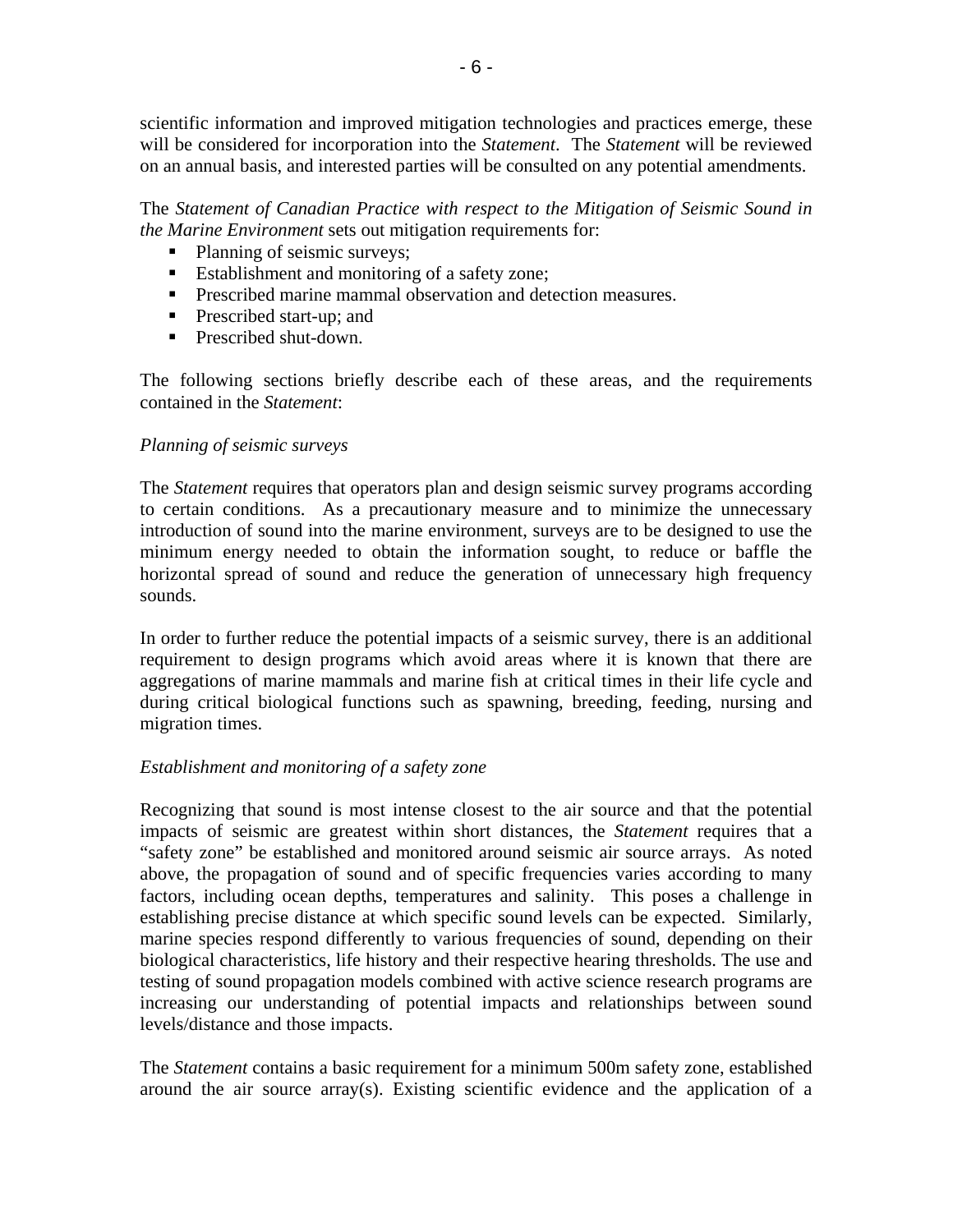scientific information and improved mitigation technologies and practices emerge, these will be considered for incorporation into the *Statement*. The *Statement* will be reviewed on an annual basis, and interested parties will be consulted on any potential amendments.

The *Statement of Canadian Practice with respect to the Mitigation of Seismic Sound in the Marine Environment* sets out mitigation requirements for:

- Planning of seismic surveys;
- Establishment and monitoring of a safety zone;
- Prescribed marine mammal observation and detection measures.
- Prescribed start-up; and
- Prescribed shut-down.

The following sections briefly describe each of these areas, and the requirements contained in the *Statement*:

*Planning of seismic surveys*

The *Statement* requires that operators plan and design seismic survey programs according to certain conditions. As a precautionary measure and to minimize the unnecessary introduction of sound into the marine environment, surveys are to be designed to use the minimum energy needed to obtain the information sought, to reduce or baffle the horizontal spread of sound and reduce the generation of unnecessary high frequency sounds.

In order to further reduce the potential impacts of a seismic survey, there is an additional requirement to design programs which avoid areas where it is known that there are aggregations of marine mammals and marine fish at critical times in their life cycle and during critical biological functions such as spawning, breeding, feeding, nursing and migration times.

*Establishment and monitoring of a safety zone*

Recognizing that sound is most intense closest to the air source and that the potential impacts of seismic are greatest within short distances, the *Statement* requires that a "safety zone" be established and monitored around seismic air source arrays. As noted above, the propagation of sound and of specific frequencies varies according to many factors, including ocean depths, temperatures and salinity. This poses a challenge in establishing precise distance at which specific sound levels can be expected. Similarly, marine species respond differently to various frequencies of sound, depending on their biological characteristics, life history and their respective hearing thresholds. The use and testing of sound propagation models combined with active science research programs are increasing our understanding of potential impacts and relationships between sound levels/distance and those impacts.

The *Statement* contains a basic requirement for a minimum 500m safety zone, established around the air source array(s). Existing scientific evidence and the application of a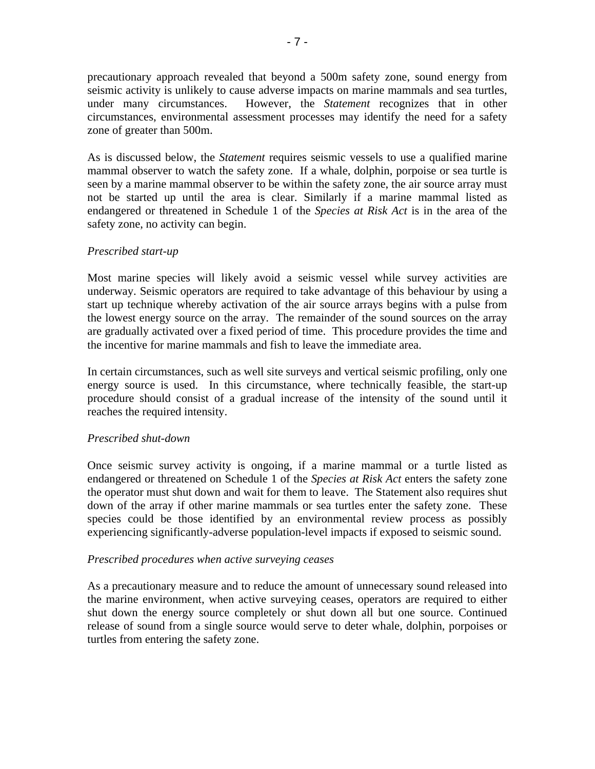precautionary approach revealed that beyond a 500m safety zone, sound energy from seismic activity is unlikely to cause adverse impacts on marine mammals and sea turtles, under many circumstances. However, the *Statement* recognizes that in other circumstances, environmental assessment processes may identify the need for a safety zone of greater than 500m.

As is discussed below, the *Statement* requires seismic vessels to use a qualified marine mammal observer to watch the safety zone. If a whale, dolphin, porpoise or sea turtle is seen by a marine mammal observer to be within the safety zone, the air source array must not be started up until the area is clear. Similarly if a marine mammal listed as endangered or threatened in Schedule 1 of the *Species at Risk Act* is in the area of the safety zone, no activity can begin.

*Prescribed start-up*

Most marine species will likely avoid a seismic vessel while survey activities are underway. Seismic operators are required to take advantage of this behaviour by using a start up technique whereby activation of the air source arrays begins with a pulse from the lowest energy source on the array. The remainder of the sound sources on the array are gradually activated over a fixed period of time. This procedure provides the time and the incentive for marine mammals and fish to leave the immediate area.

In certain circumstances, such as well site surveys and vertical seismic profiling, only one energy source is used. In this circumstance, where technically feasible, the start-up procedure should consist of a gradual increase of the intensity of the sound until it reaches the required intensity.

*Prescribed shut-down*

Once seismic survey activity is ongoing, if a marine mammal or a turtle listed as endangered or threatened on Schedule 1 of the *Species at Risk Act* enters the safety zone the operator must shut down and wait for them to leave. The Statement also requires shut down of the array if other marine mammals or sea turtles enter the safety zone. These species could be those identified by an environmental review process as possibly experiencing significantly-adverse population-level impacts if exposed to seismic sound.

*Prescribed procedures when active surveying ceases*

As a precautionary measure and to reduce the amount of unnecessary sound released into the marine environment, when active surveying ceases, operators are required to either shut down the energy source completely or shut down all but one source. Continued release of sound from a single source would serve to deter whale, dolphin, porpoises or turtles from entering the safety zone.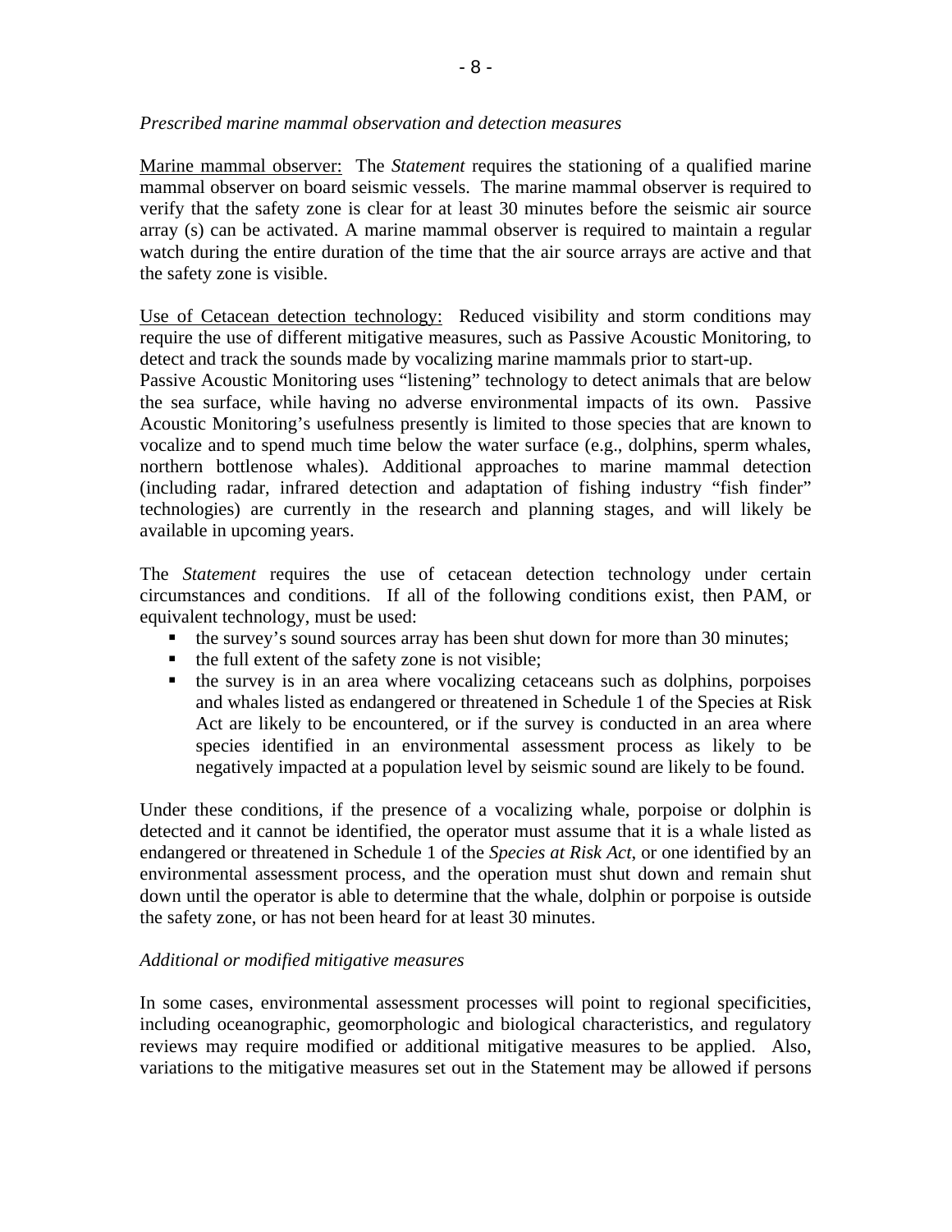*Prescribed marine mammal observation and detection measures*

Marine mammal observer: The *Statement* requires the stationing of a qualified marine mammal observer on board seismic vessels. The marine mammal observer is required to verify that the safety zone is clear for at least 30 minutes before the seismic air source array (s) can be activated. A marine mammal observer is required to maintain a regular watch during the entire duration of the time that the air source arrays are active and that the safety zone is visible.

Use of Cetacean detection technology: Reduced visibility and storm conditions may require the use of different mitigative measures, such as Passive Acoustic Monitoring, to detect and track the sounds made by vocalizing marine mammals prior to start-up. Passive Acoustic Monitoring uses "listening" technology to detect animals that are below the sea surface, while having no adverse environmental impacts of its own. Passive Acoustic Monitoring's usefulness presently is limited to those species that are known to vocalize and to spend much time below the water surface (e.g., dolphins, sperm whales, northern bottlenose whales). Additional approaches to marine mammal detection (including radar, infrared detection and adaptation of fishing industry "fish finder" technologies) are currently in the research and planning stages, and will likely be available in upcoming years.

The *Statement* requires the use of cetacean detection technology under certain circumstances and conditions. If all of the following conditions exist, then PAM, or equivalent technology, must be used:

- the survey's sound sources array has been shut down for more than 30 minutes;
- the full extent of the safety zone is not visible;
- the survey is in an area where vocalizing cetaceans such as dolphins, porpoises and whales listed as endangered or threatened in Schedule 1 of the Species at Risk Act are likely to be encountered, or if the survey is conducted in an area where species identified in an environmental assessment process as likely to be negatively impacted at a population level by seismic sound are likely to be found.

Under these conditions, if the presence of a vocalizing whale, porpoise or dolphin is detected and it cannot be identified, the operator must assume that it is a whale listed as endangered or threatened in Schedule 1 of the *Species at Risk Act*, or one identified by an environmental assessment process, and the operation must shut down and remain shut down until the operator is able to determine that the whale, dolphin or porpoise is outside the safety zone, or has not been heard for at least 30 minutes.

*Additional or modified mitigative measures*

In some cases, environmental assessment processes will point to regional specificities, including oceanographic, geomorphologic and biological characteristics, and regulatory reviews may require modified or additional mitigative measures to be applied. Also, variations to the mitigative measures set out in the Statement may be allowed if persons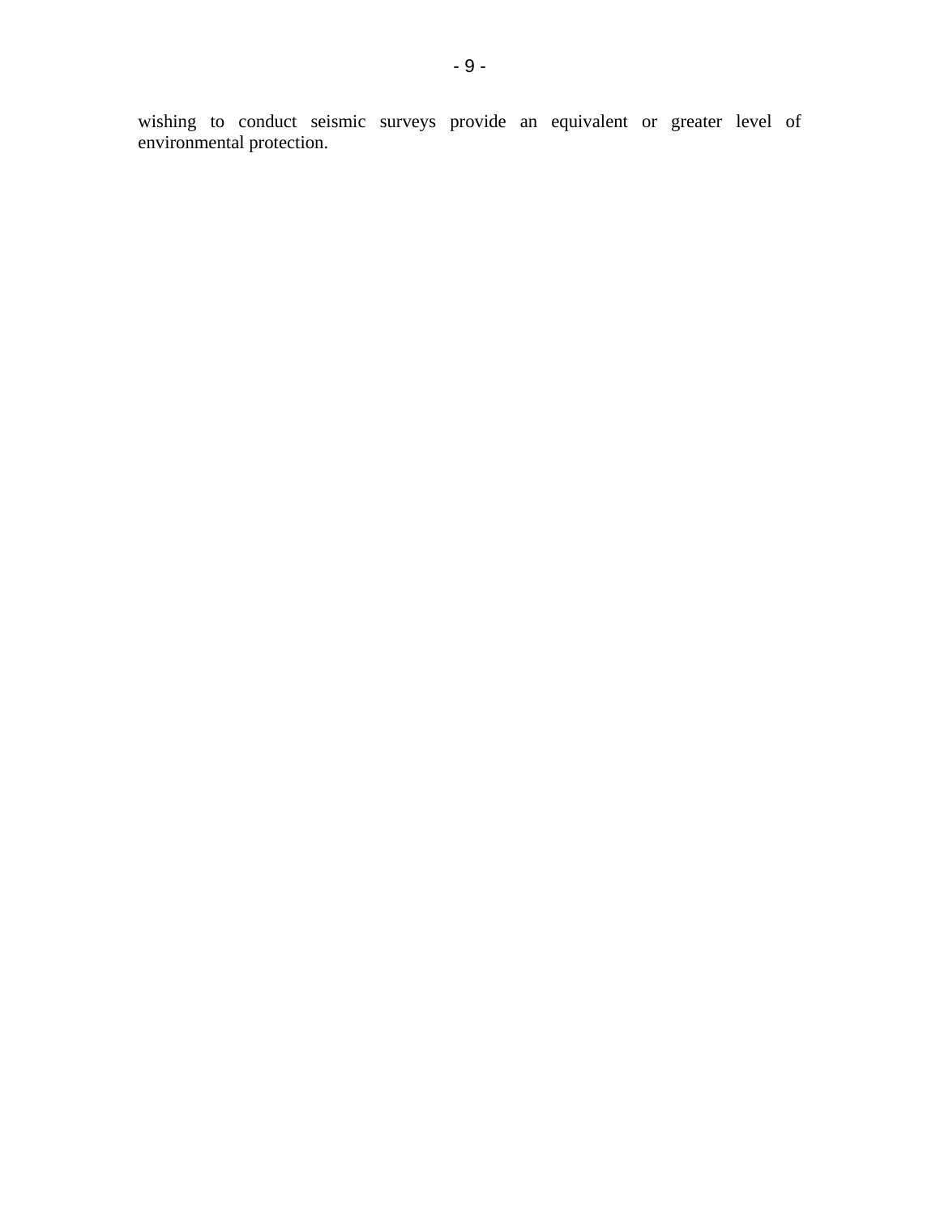wishing to conduct seismic surveys provide an equivalent or greater level of environmental protection.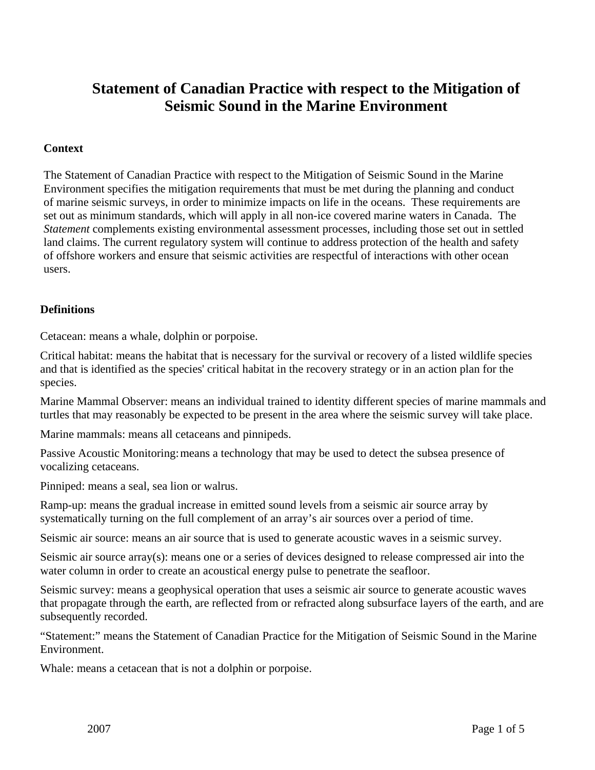# Statement of Canadian Practice with respect to the Mitigation of Seismic Sound in the Marine Environment

## Context

The Statement of Canadian Practice with respect to the Mitigation of Seismic Sound in the Marine Environment specifies the mitigation requirements that must be met during the planning and conduct of marine seismic surveys, in order to minimize impacts on life in the oceans. These requirements are set out as minimum standards, which will apply in all non-ice covered marine waters in Canada. The *Statement* complements existing environmental assessment processes, including those set out in settled land claims. The current regulatory system will continue to address protection of the health and safety of offshore workers and ensure that seismic activities are respectful of interactions with other ocean users.

## Definitions

Cetacean: means a whale, dolphin or porpoise.

Critical habitat: means the habitat that is necessary for the survival or recovery of a listed wildlife species and that is identified as the species' critical habitat in the recovery strategy or in an action plan for the species.

Marine Mammal Observer: means an individual trained to identity different species of marine mammals and turtles that may reasonably be expected to be present in the area where the seismic survey will take place.

Marine mammals: means all cetaceans and pinnipeds.

Passive Acoustic Monitoring: means a technology that may be used to detect the subsea presence of vocalizing cetaceans.

Pinniped: means a seal, sea lion or walrus.

Ramp-up: means the gradual increase in emitted sound levels from a seismic air source array by systematically turning on the full complement of an array's air sources over a period of time.

Seismic air source: means an air source that is used to generate acoustic waves in a seismic survey.

Seismic air source array(s): means one or a series of devices designed to release compressed air into the water column in order to create an acoustical energy pulse to penetrate the seafloor.

Seismic survey: means a geophysical operation that uses a seismic air source to generate acoustic waves that propagate through the earth, are reflected from or refracted along subsurface layers of the earth, and are subsequently recorded.

"Statement:" means the Statement of Canadian Practice for the Mitigation of Seismic Sound in the Marine Environment.

Whale: means a cetacean that is not a dolphin or porpoise.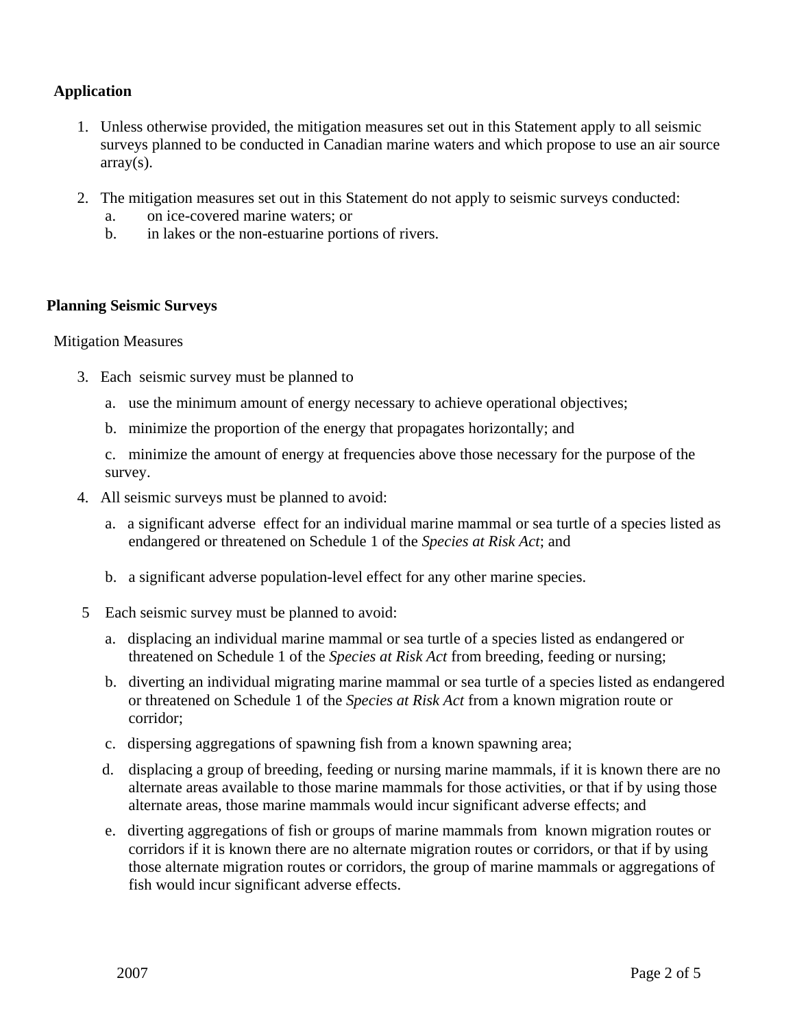## Application

1. Unless otherwise provided, the mitigation measures set out in this Statement apply to all seismic surveys planned to be conducted in Canadian marine waters and which propose to use an air source array(s).

2. The mitigation measures set out in this Statement do not apply to seismic surveys conducted:
   a. on ice-covered marine waters; or
   b. in lakes or the non-estuarine portions of rivers.

## Planning Seismic Surveys

Mitigation Measures

3. Each seismic survey must be planned to

   a. use the minimum amount of energy necessary to achieve operational objectives;

   b. minimize the proportion of the energy that propagates horizontally; and

   c. minimize the amount of energy at frequencies above those necessary for the purpose of the survey.

4. All seismic surveys must be planned to avoid:

   a. a significant adverse effect for an individual marine mammal or sea turtle of a species listed as endangered or threatened on Schedule 1 of the *Species at Risk Act*; and

   b. a significant adverse population-level effect for any other marine species.

5 Each seismic survey must be planned to avoid:

   a. displacing an individual marine mammal or sea turtle of a species listed as endangered or threatened on Schedule 1 of the *Species at Risk Act* from breeding, feeding or nursing;

   b. diverting an individual migrating marine mammal or sea turtle of a species listed as endangered or threatened on Schedule 1 of the *Species at Risk Act* from a known migration route or corridor;

   c. dispersing aggregations of spawning fish from a known spawning area;

   d. displacing a group of breeding, feeding or nursing marine mammals, if it is known there are no alternate areas available to those marine mammals for those activities, or that if by using those alternate areas, those marine mammals would incur significant adverse effects; and

   e. diverting aggregations of fish or groups of marine mammals from known migration routes or corridors if it is known there are no alternate migration routes or corridors, or that if by using those alternate migration routes or corridors, the group of marine mammals or aggregations of fish would incur significant adverse effects.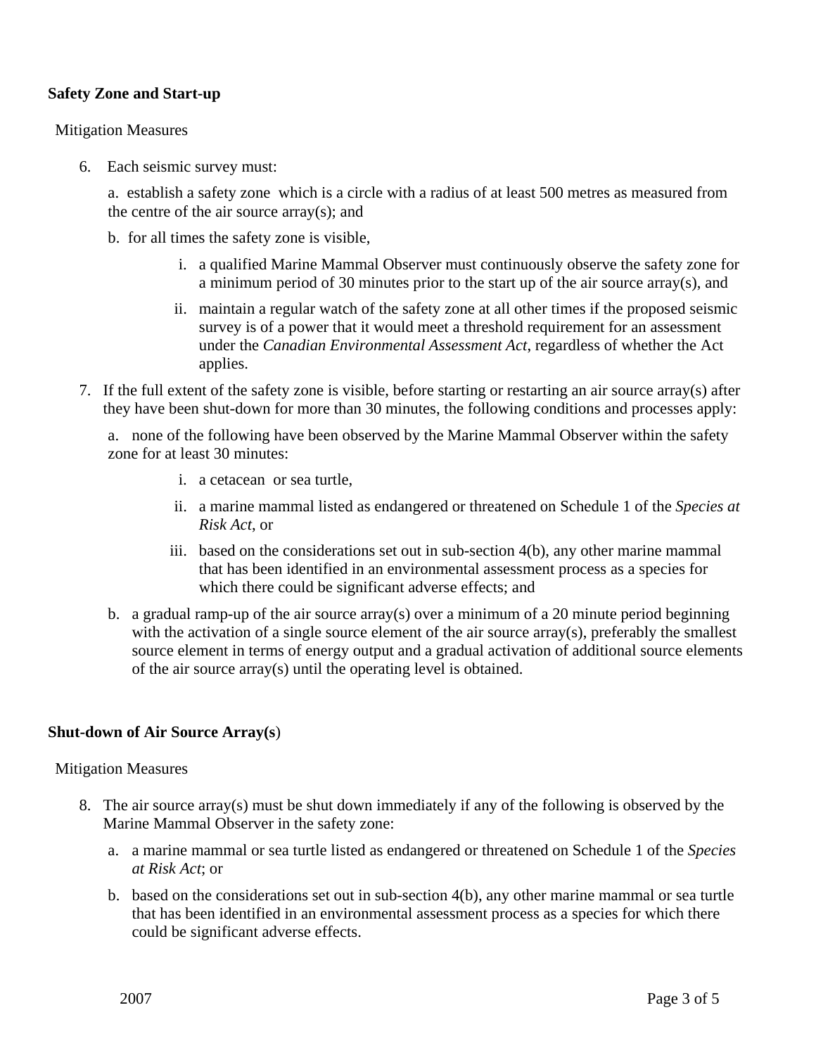**Safety Zone and Start-up**

Mitigation Measures

6. Each seismic survey must:

   a. establish a safety zone which is a circle with a radius of at least 500 metres as measured from the centre of the air source array(s); and

   b. for all times the safety zone is visible,

      i. a qualified Marine Mammal Observer must continuously observe the safety zone for a minimum period of 30 minutes prior to the start up of the air source array(s), and

      ii. maintain a regular watch of the safety zone at all other times if the proposed seismic survey is of a power that it would meet a threshold requirement for an assessment under the *Canadian Environmental Assessment Act*, regardless of whether the Act applies.

7. If the full extent of the safety zone is visible, before starting or restarting an air source array(s) after they have been shut-down for more than 30 minutes, the following conditions and processes apply:

   a. none of the following have been observed by the Marine Mammal Observer within the safety zone for at least 30 minutes:

      i. a cetacean or sea turtle,

      ii. a marine mammal listed as endangered or threatened on Schedule 1 of the *Species at Risk Act*, or

      iii. based on the considerations set out in sub-section 4(b), any other marine mammal that has been identified in an environmental assessment process as a species for which there could be significant adverse effects; and

   b. a gradual ramp-up of the air source array(s) over a minimum of a 20 minute period beginning with the activation of a single source element of the air source array(s), preferably the smallest source element in terms of energy output and a gradual activation of additional source elements of the air source array(s) until the operating level is obtained.

**Shut-down of Air Source Array(s**)

Mitigation Measures

8. The air source array(s) must be shut down immediately if any of the following is observed by the Marine Mammal Observer in the safety zone:

   a. a marine mammal or sea turtle listed as endangered or threatened on Schedule 1 of the *Species at Risk Act*; or

   b. based on the considerations set out in sub-section 4(b), any other marine mammal or sea turtle that has been identified in an environmental assessment process as a species for which there could be significant adverse effects.

2007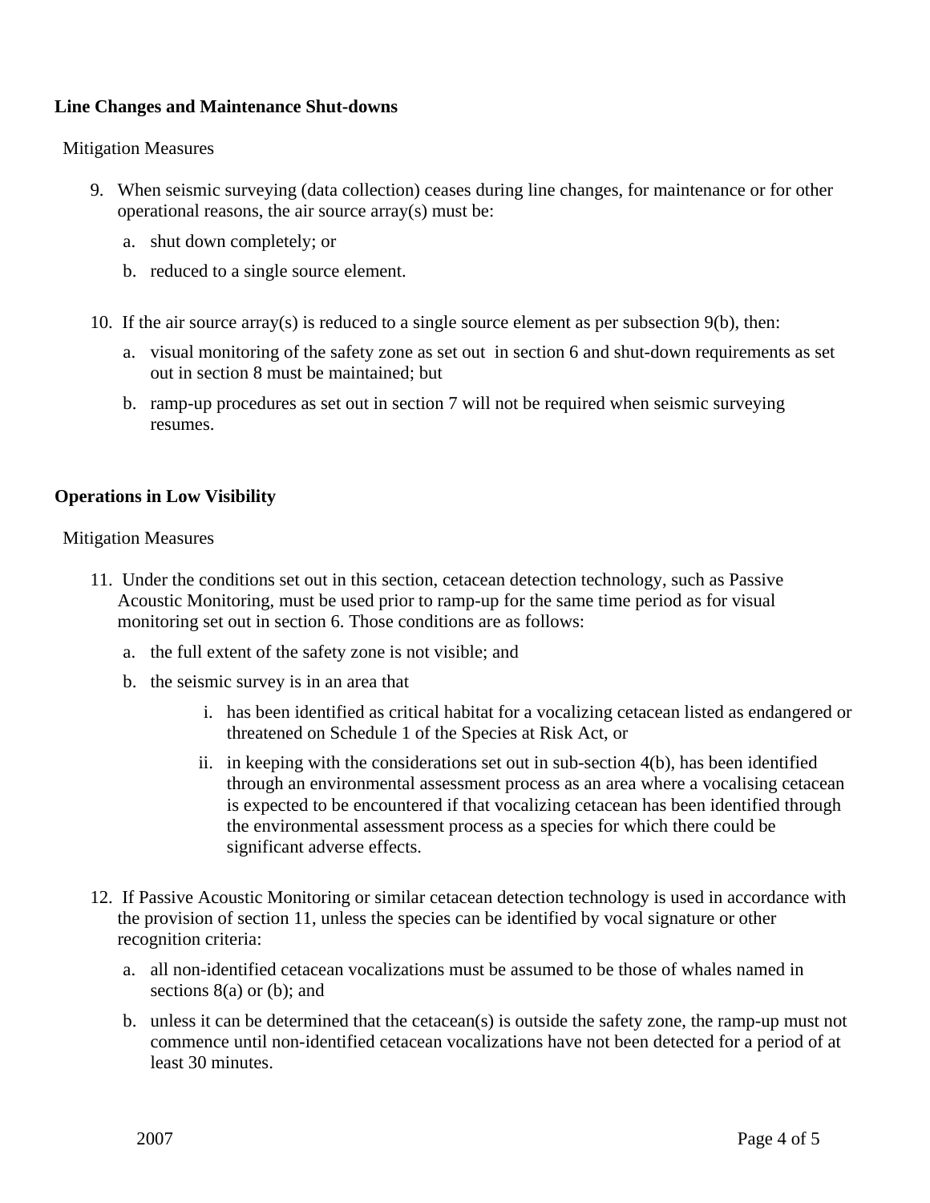**Line Changes and Maintenance Shut-downs**

Mitigation Measures

9. When seismic surveying (data collection) ceases during line changes, for maintenance or for other operational reasons, the air source array(s) must be:
    a. shut down completely; or
    b. reduced to a single source element.

10. If the air source array(s) is reduced to a single source element as per subsection 9(b), then:
    a. visual monitoring of the safety zone as set out in section 6 and shut-down requirements as set out in section 8 must be maintained; but
    b. ramp-up procedures as set out in section 7 will not be required when seismic surveying resumes.

**Operations in Low Visibility**

Mitigation Measures

11. Under the conditions set out in this section, cetacean detection technology, such as Passive Acoustic Monitoring, must be used prior to ramp-up for the same time period as for visual monitoring set out in section 6. Those conditions are as follows:
    a. the full extent of the safety zone is not visible; and
    b. the seismic survey is in an area that
        i. has been identified as critical habitat for a vocalizing cetacean listed as endangered or threatened on Schedule 1 of the Species at Risk Act, or
        ii. in keeping with the considerations set out in sub-section 4(b), has been identified through an environmental assessment process as an area where a vocalising cetacean is expected to be encountered if that vocalizing cetacean has been identified through the environmental assessment process as a species for which there could be significant adverse effects.

12. If Passive Acoustic Monitoring or similar cetacean detection technology is used in accordance with the provision of section 11, unless the species can be identified by vocal signature or other recognition criteria:
    a. all non-identified cetacean vocalizations must be assumed to be those of whales named in sections 8(a) or (b); and
    b. unless it can be determined that the cetacean(s) is outside the safety zone, the ramp-up must not commence until non-identified cetacean vocalizations have not been detected for a period of at least 30 minutes.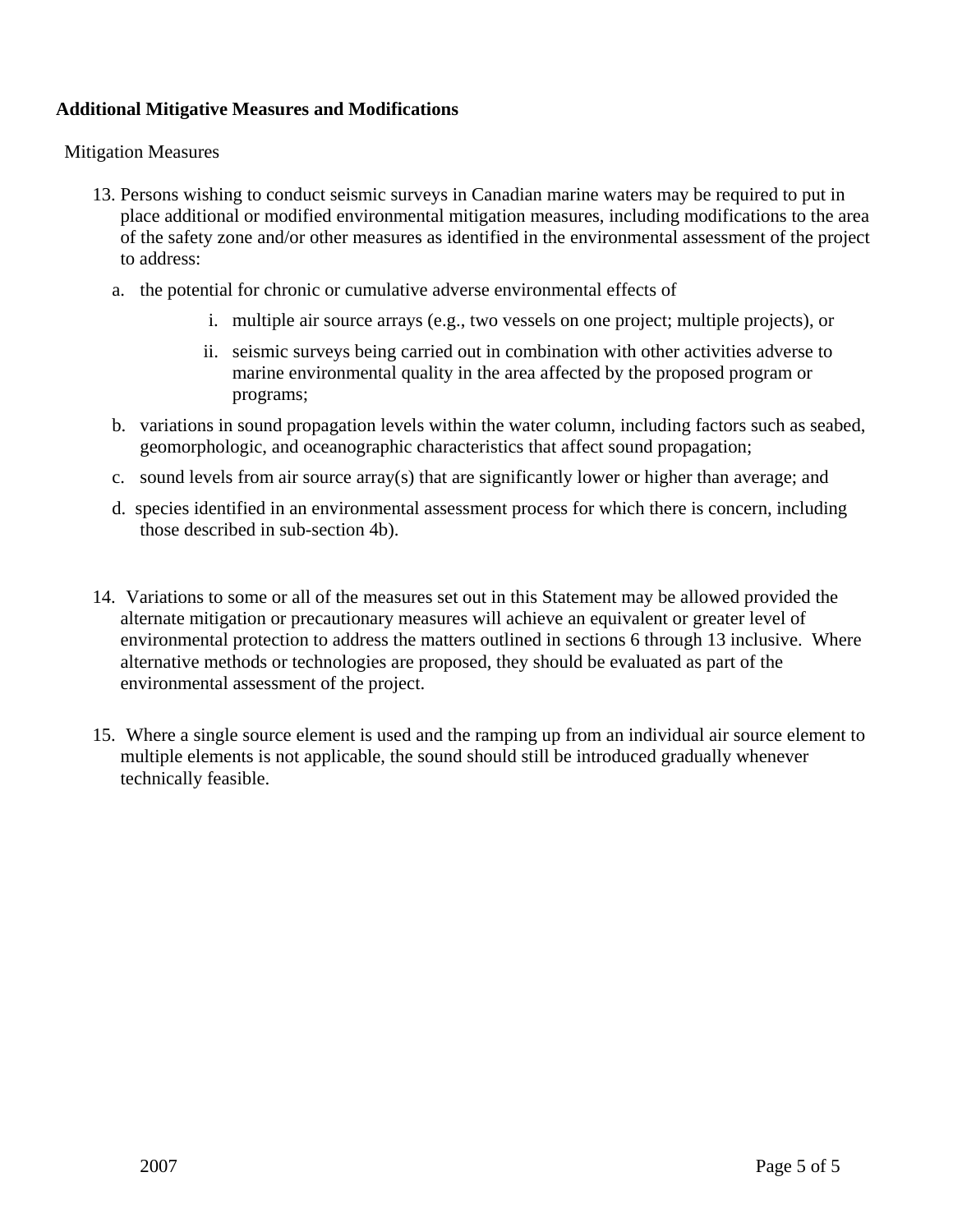**Additional Mitigative Measures and Modifications**

Mitigation Measures

13. Persons wishing to conduct seismic surveys in Canadian marine waters may be required to put in place additional or modified environmental mitigation measures, including modifications to the area of the safety zone and/or other measures as identified in the environmental assessment of the project to address:

    a. the potential for chronic or cumulative adverse environmental effects of

        i. multiple air source arrays (e.g., two vessels on one project; multiple projects), or

        ii. seismic surveys being carried out in combination with other activities adverse to marine environmental quality in the area affected by the proposed program or programs;

    b. variations in sound propagation levels within the water column, including factors such as seabed, geomorphologic, and oceanographic characteristics that affect sound propagation;

    c. sound levels from air source array(s) that are significantly lower or higher than average; and

    d. species identified in an environmental assessment process for which there is concern, including those described in sub-section 4b).

14. Variations to some or all of the measures set out in this Statement may be allowed provided the alternate mitigation or precautionary measures will achieve an equivalent or greater level of environmental protection to address the matters outlined in sections 6 through 13 inclusive. Where alternative methods or technologies are proposed, they should be evaluated as part of the environmental assessment of the project.

15. Where a single source element is used and the ramping up from an individual air source element to multiple elements is not applicable, the sound should still be introduced gradually whenever technically feasible.